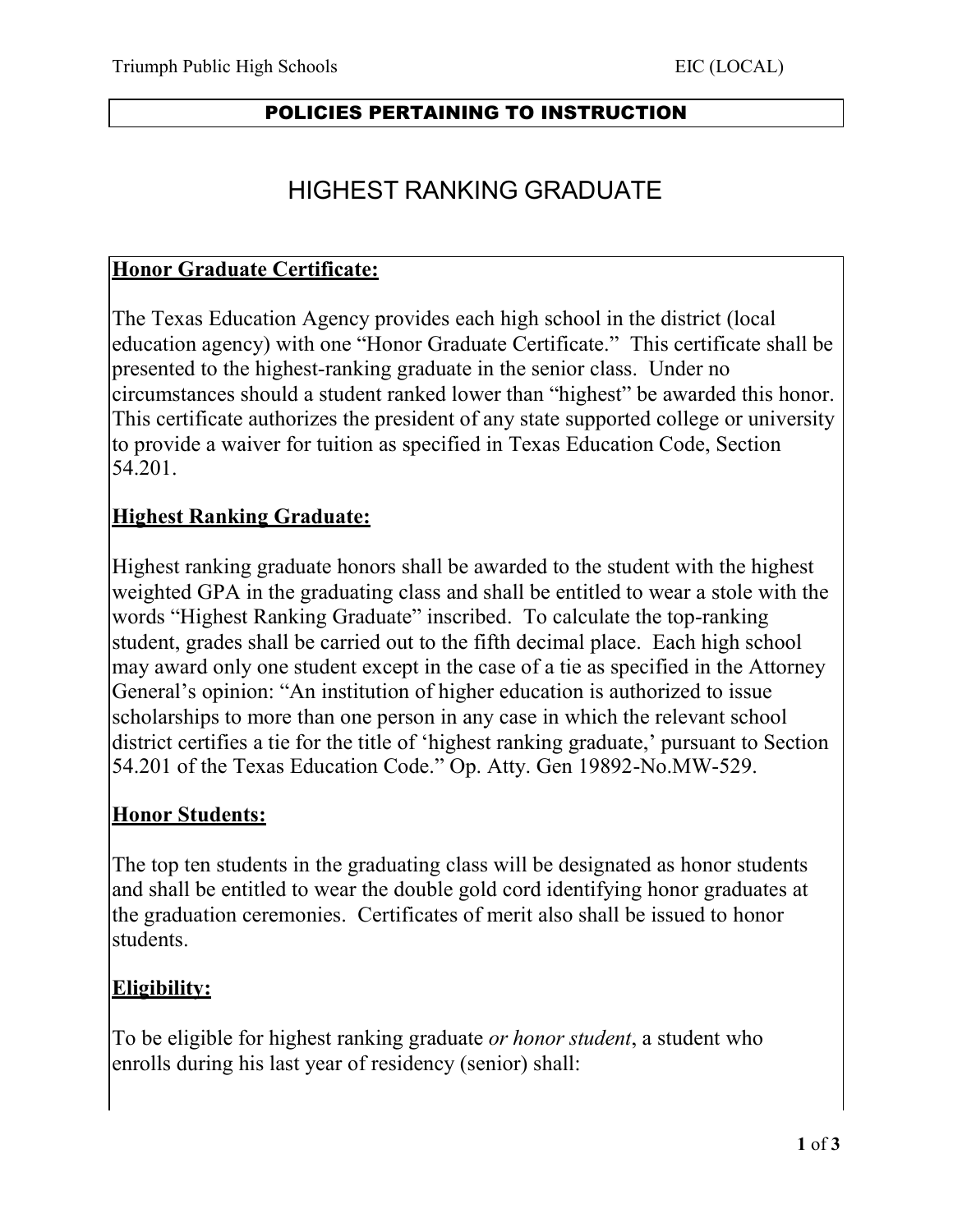**POLICIES PERTAINING TO INSTRUCTION**

# HIGHEST RANKING GRADUATE

**Honor Graduate Certificate:**

The Texas Education Agency provides each high school in the district (local education agency) with one "Honor Graduate Certificate." This certificate shall be presented to the highest-ranking graduate in the senior class. Under no circumstances should a student ranked lower than "highest" be awarded this honor. This certificate authorizes the president of any state supported college or university to provide a waiver for tuition as specified in Texas Education Code, Section 54.201.

**Highest Ranking Graduate:**

Highest ranking graduate honors shall be awarded to the student with the highest weighted GPA in the graduating class and shall be entitled to wear a stole with the words "Highest Ranking Graduate" inscribed. To calculate the top-ranking student, grades shall be carried out to the fifth decimal place. Each high school may award only one student except in the case of a tie as specified in the Attorney General's opinion: "An institution of higher education is authorized to issue scholarships to more than one person in any case in which the relevant school district certifies a tie for the title of 'highest ranking graduate,' pursuant to Section 54.201 of the Texas Education Code." Op. Atty. Gen 19892-No.MW-529.

**Honor Students:**

The top ten students in the graduating class will be designated as honor students and shall be entitled to wear the double gold cord identifying honor graduates at the graduation ceremonies. Certificates of merit also shall be issued to honor students.

**Eligibility:**

To be eligible for highest ranking graduate *or honor student*, a student who enrolls during his last year of residency (senior) shall: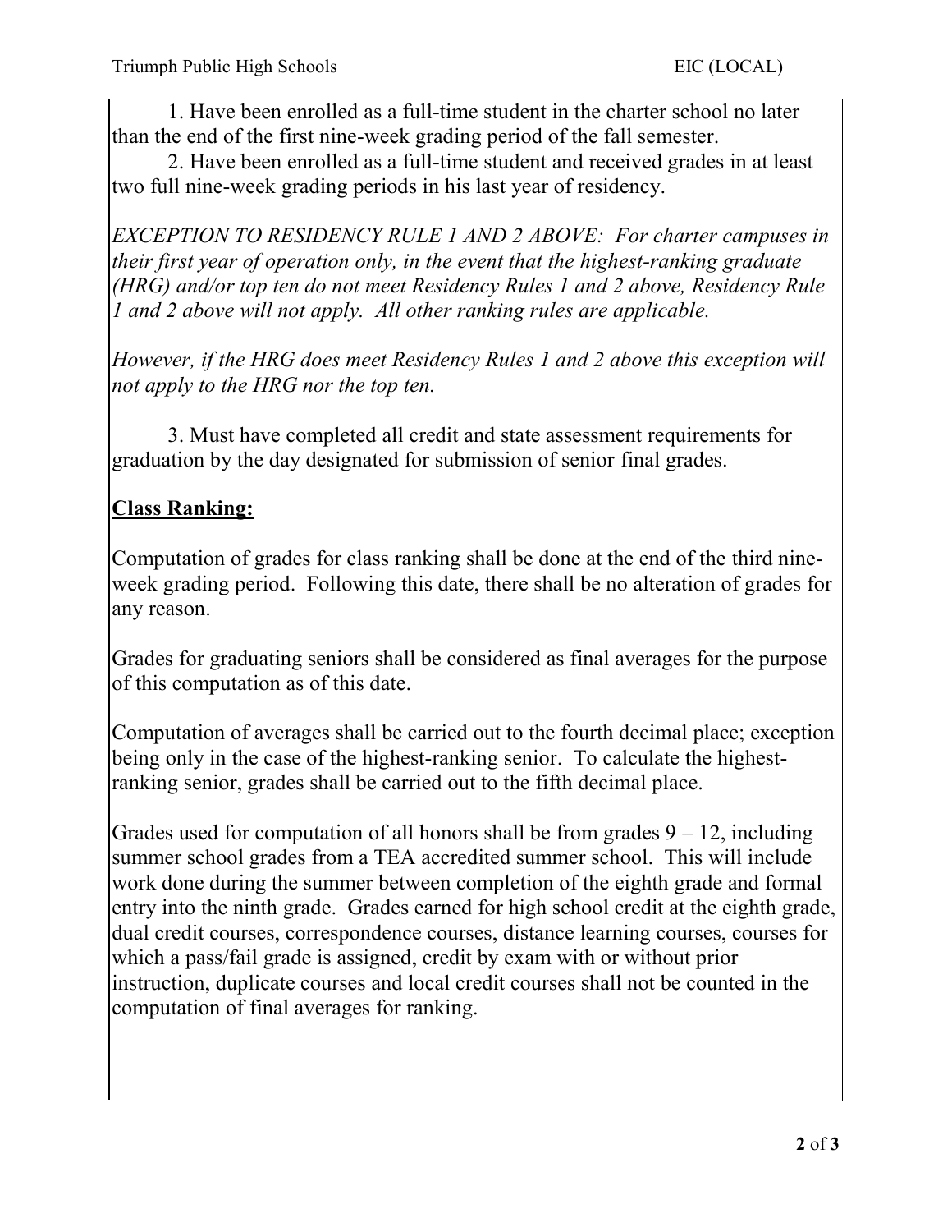1. Have been enrolled as a full-time student in the charter school no later than the end of the first nine-week grading period of the fall semester.

2. Have been enrolled as a full-time student and received grades in at least two full nine-week grading periods in his last year of residency.

*EXCEPTION TO RESIDENCY RULE 1 AND 2 ABOVE: For charter campuses in their first year of operation only, in the event that the highest-ranking graduate (HRG) and/or top ten do not meet Residency Rules 1 and 2 above, Residency Rule 1 and 2 above will not apply. All other ranking rules are applicable.*

*However, if the HRG does meet Residency Rules 1 and 2 above this exception will not apply to the HRG nor the top ten.*

3. Must have completed all credit and state assessment requirements for graduation by the day designated for submission of senior final grades.

## **Class Ranking:**

Computation of grades for class ranking shall be done at the end of the third nine-week grading period. Following this date, there shall be no alteration of grades for any reason.

Grades for graduating seniors shall be considered as final averages for the purpose of this computation as of this date.

Computation of averages shall be carried out to the fourth decimal place; exception being only in the case of the highest-ranking senior. To calculate the highest-ranking senior, grades shall be carried out to the fifth decimal place.

Grades used for computation of all honors shall be from grades 9 – 12, including summer school grades from a TEA accredited summer school. This will include work done during the summer between completion of the eighth grade and formal entry into the ninth grade. Grades earned for high school credit at the eighth grade, dual credit courses, correspondence courses, distance learning courses, courses for which a pass/fail grade is assigned, credit by exam with or without prior instruction, duplicate courses and local credit courses shall not be counted in the computation of final averages for ranking.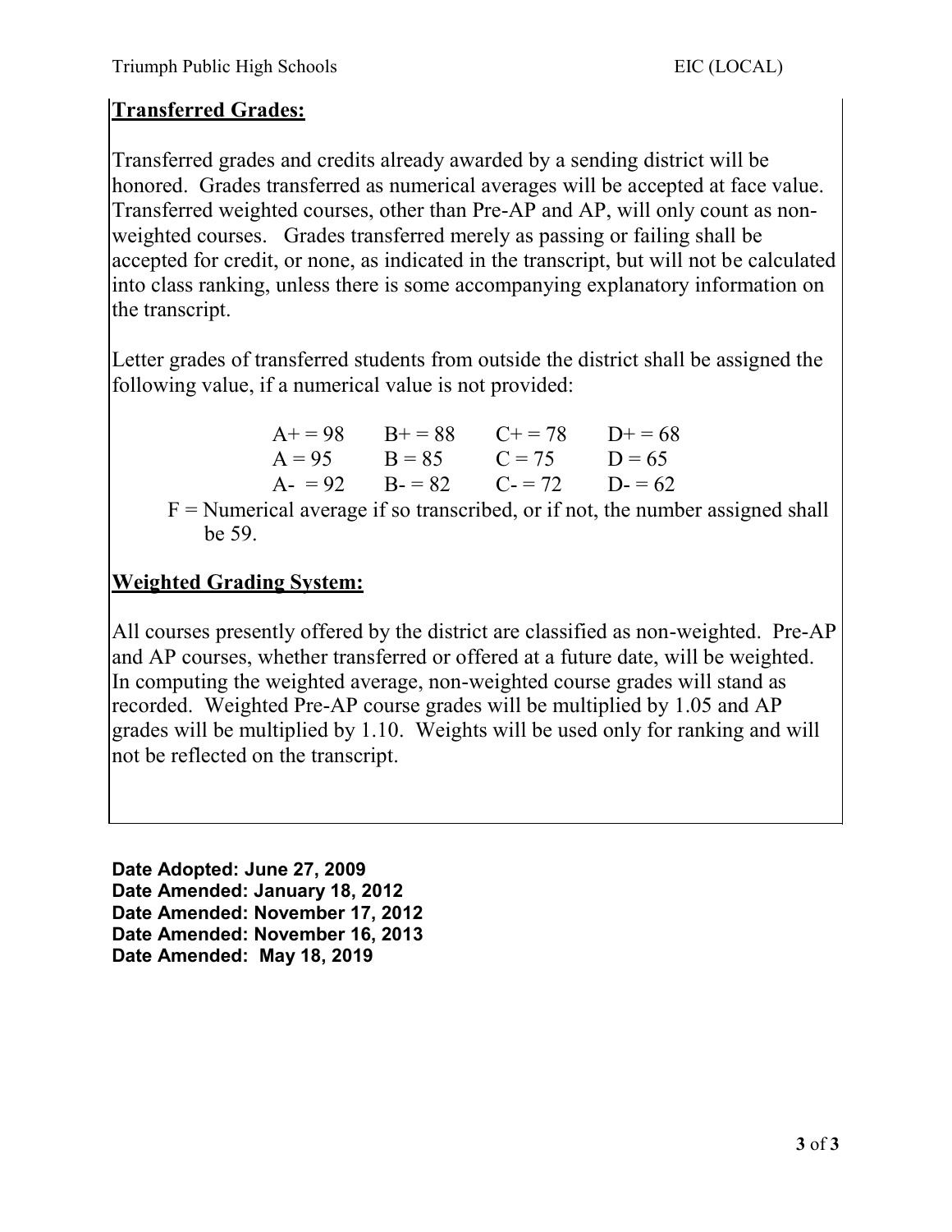**Transferred Grades:**

Transferred grades and credits already awarded by a sending district will be honored. Grades transferred as numerical averages will be accepted at face value. Transferred weighted courses, other than Pre-AP and AP, will only count as non-weighted courses. Grades transferred merely as passing or failing shall be accepted for credit, or none, as indicated in the transcript, but will not be calculated into class ranking, unless there is some accompanying explanatory information on the transcript.

Letter grades of transferred students from outside the district shall be assigned the following value, if a numerical value is not provided:

| | | | |
|---|---|---|---|
| A+ = 98 | B+ = 88 | C+ = 78 | D+ = 68 |
| A = 95 | B = 85 | C = 75 | D = 65 |
| A- = 92 | B- = 82 | C- = 72 | D- = 62 |

F = Numerical average if so transcribed, or if not, the number assigned shall be 59.

**Weighted Grading System:**

All courses presently offered by the district are classified as non-weighted. Pre-AP and AP courses, whether transferred or offered at a future date, will be weighted. In computing the weighted average, non-weighted course grades will stand as recorded. Weighted Pre-AP course grades will be multiplied by 1.05 and AP grades will be multiplied by 1.10. Weights will be used only for ranking and will not be reflected on the transcript.

**Date Adopted: June 27, 2009**
**Date Amended: January 18, 2012**
**Date Amended: November 17, 2012**
**Date Amended: November 16, 2013**
**Date Amended: May 18, 2019**